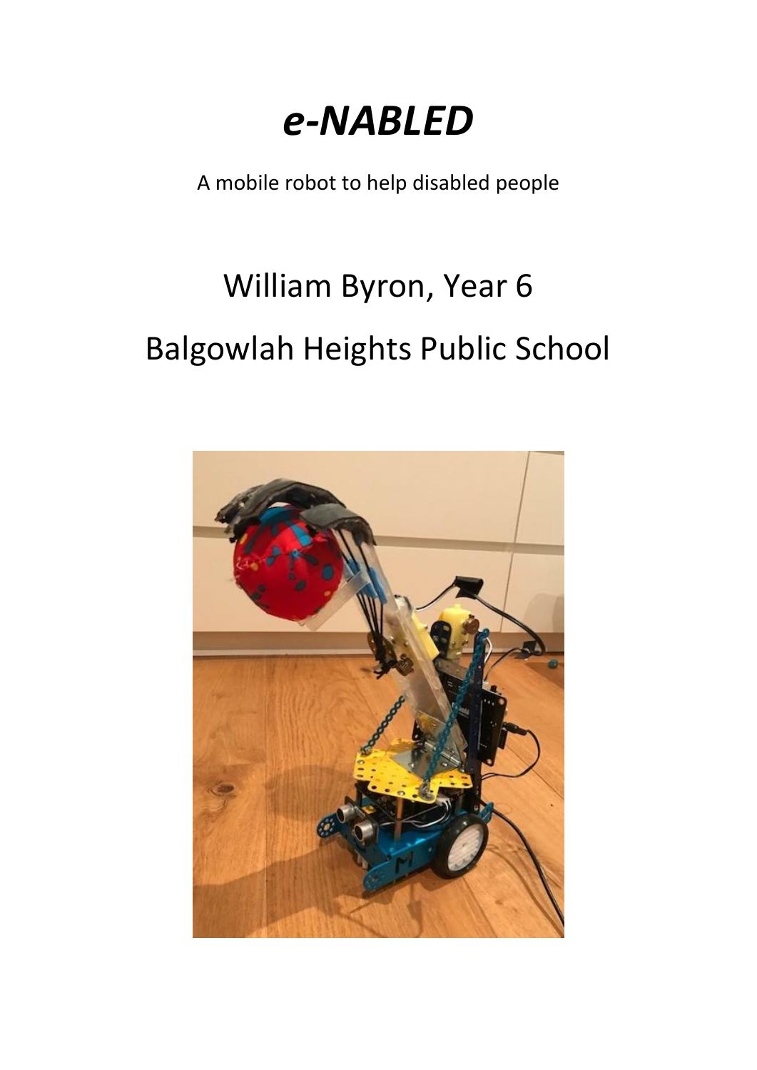# *e-NABLED*

A mobile robot to help disabled people

William Byron, Year 6

Balgowlah Heights Public School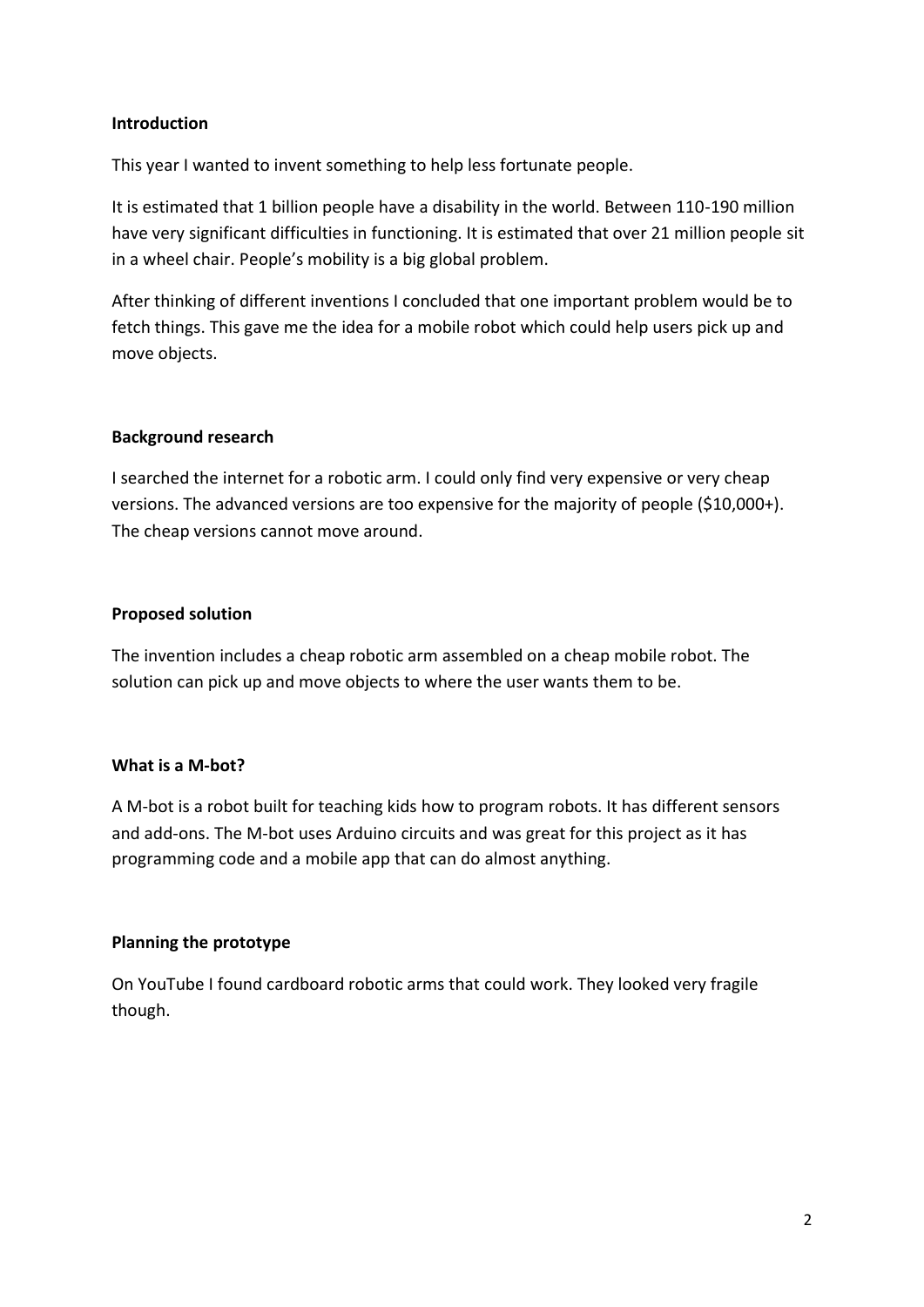**Introduction**

This year I wanted to invent something to help less fortunate people.

It is estimated that 1 billion people have a disability in the world. Between 110-190 million have very significant difficulties in functioning. It is estimated that over 21 million people sit in a wheel chair. People's mobility is a big global problem.

After thinking of different inventions I concluded that one important problem would be to fetch things. This gave me the idea for a mobile robot which could help users pick up and move objects.

**Background research**

I searched the internet for a robotic arm. I could only find very expensive or very cheap versions. The advanced versions are too expensive for the majority of people ($10,000+). The cheap versions cannot move around.

**Proposed solution**

The invention includes a cheap robotic arm assembled on a cheap mobile robot. The solution can pick up and move objects to where the user wants them to be.

**What is a M-bot?**

A M-bot is a robot built for teaching kids how to program robots. It has different sensors and add-ons. The M-bot uses Arduino circuits and was great for this project as it has programming code and a mobile app that can do almost anything.

**Planning the prototype**

On YouTube I found cardboard robotic arms that could work. They looked very fragile though.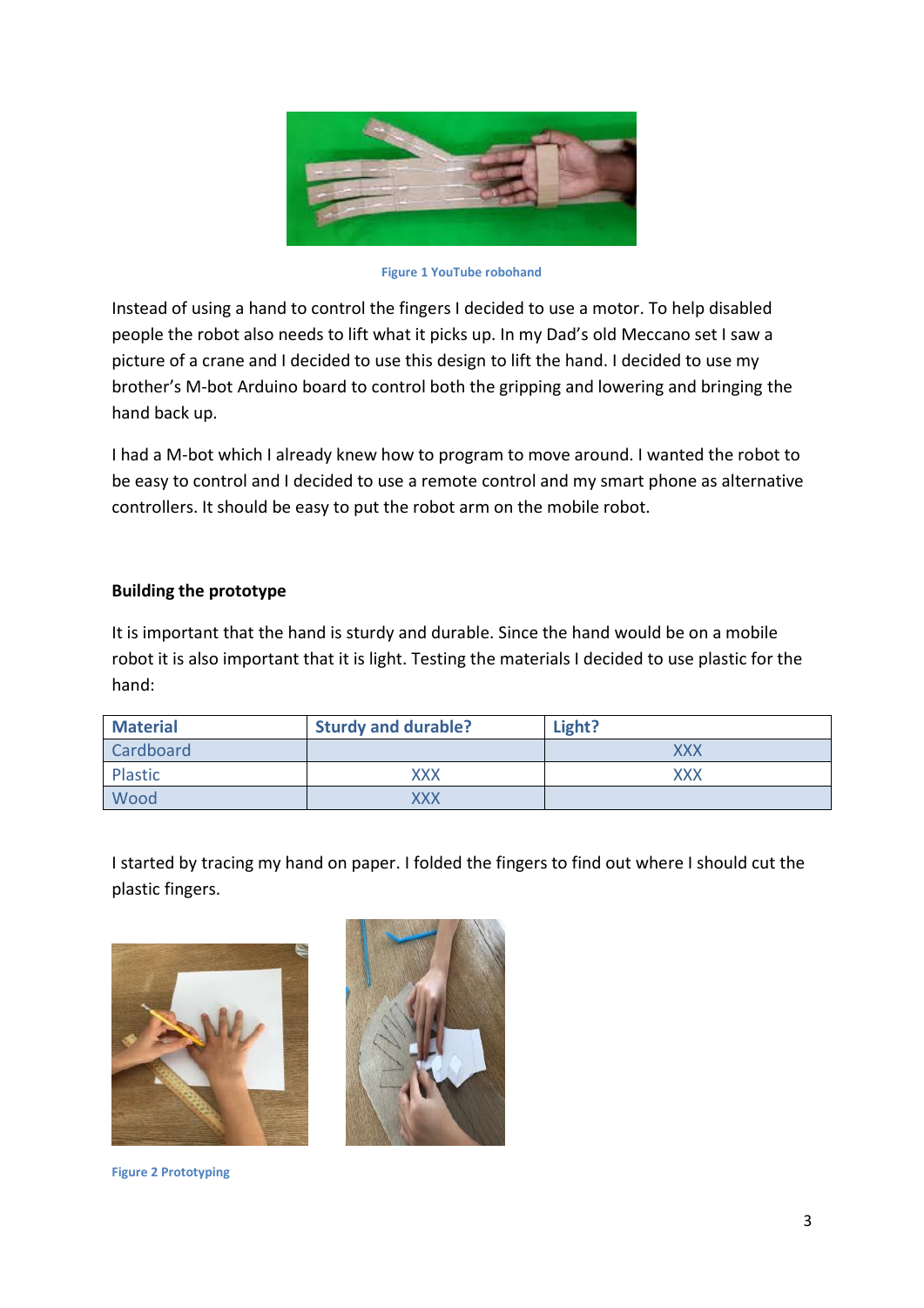Figure 1 YouTube robohand

Instead of using a hand to control the fingers I decided to use a motor. To help disabled people the robot also needs to lift what it picks up. In my Dad's old Meccano set I saw a picture of a crane and I decided to use this design to lift the hand. I decided to use my brother's M-bot Arduino board to control both the gripping and lowering and bringing the hand back up.

I had a M-bot which I already knew how to program to move around. I wanted the robot to be easy to control and I decided to use a remote control and my smart phone as alternative controllers. It should be easy to put the robot arm on the mobile robot.

**Building the prototype**

It is important that the hand is sturdy and durable. Since the hand would be on a mobile robot it is also important that it is light. Testing the materials I decided to use plastic for the hand:

| Material | Sturdy and durable? | Light? |
|---|---|---|
| Cardboard | | XXX |
| Plastic | XXX | XXX |
| Wood | XXX | |

I started by tracing my hand on paper. I folded the fingers to find out where I should cut the plastic fingers.

Figure 2 Prototyping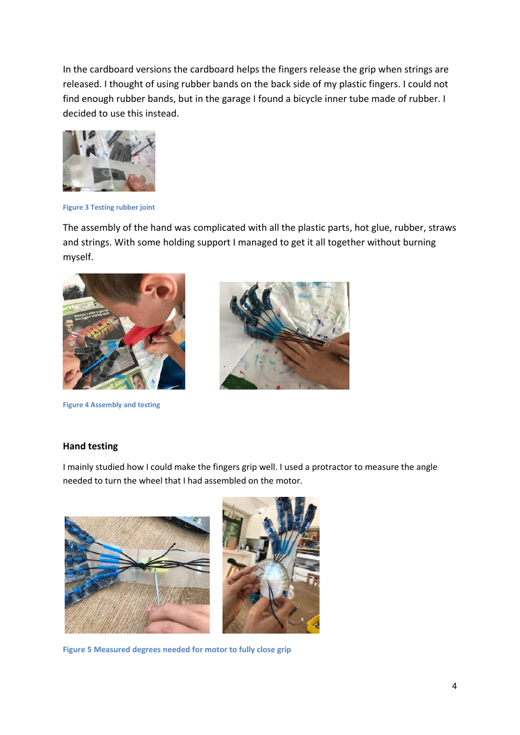In the cardboard versions the cardboard helps the fingers release the grip when strings are released. I thought of using rubber bands on the back side of my plastic fingers. I could not find enough rubber bands, but in the garage I found a bicycle inner tube made of rubber. I decided to use this instead.

Figure 3 Testing rubber joint

The assembly of the hand was complicated with all the plastic parts, hot glue, rubber, straws and strings. With some holding support I managed to get it all together without burning myself.

Figure 4 Assembly and testing

### Hand testing

I mainly studied how I could make the fingers grip well. I used a protractor to measure the angle needed to turn the wheel that I had assembled on the motor.

Figure 5 Measured degrees needed for motor to fully close grip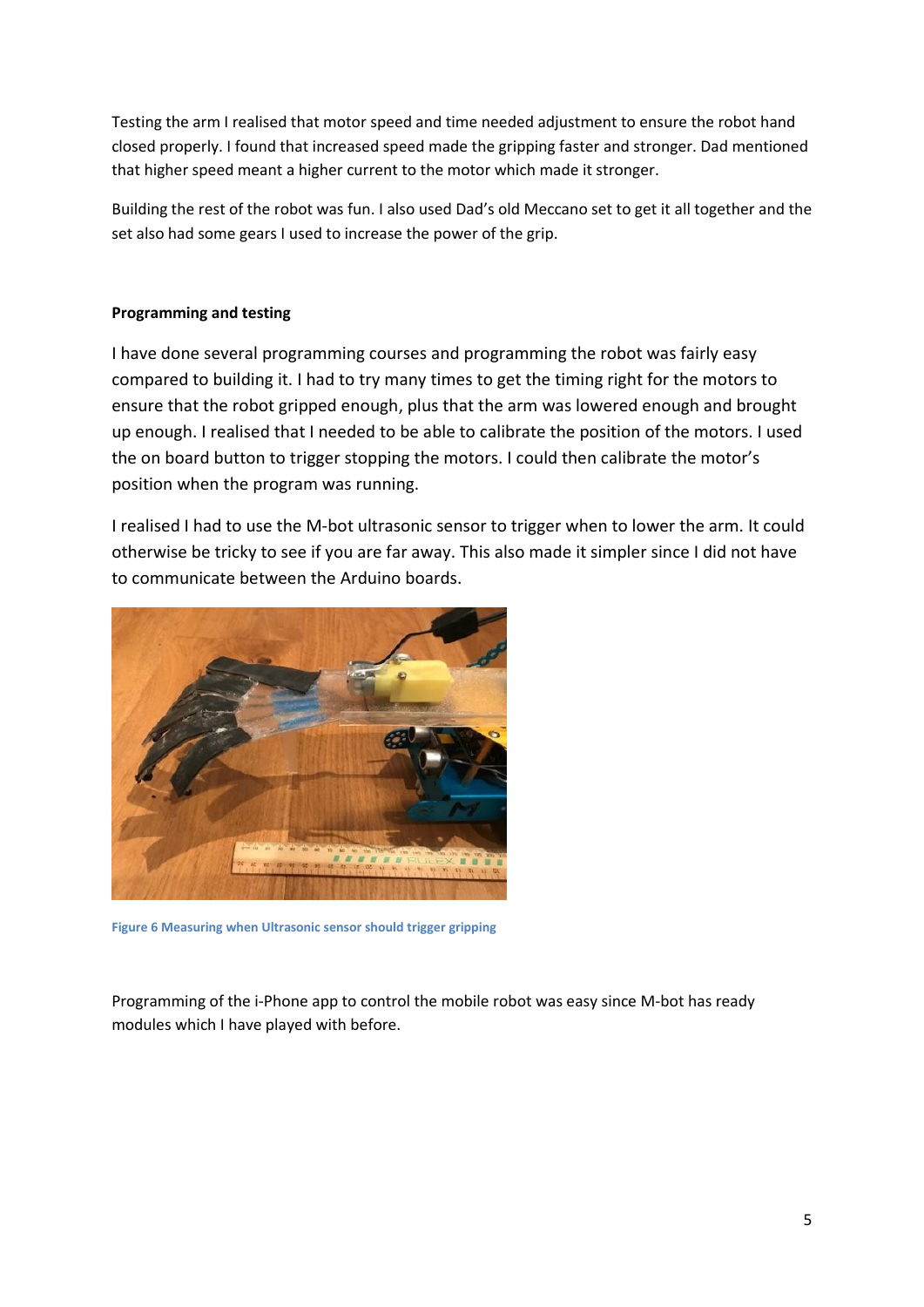Testing the arm I realised that motor speed and time needed adjustment to ensure the robot hand closed properly. I found that increased speed made the gripping faster and stronger. Dad mentioned that higher speed meant a higher current to the motor which made it stronger.

Building the rest of the robot was fun. I also used Dad's old Meccano set to get it all together and the set also had some gears I used to increase the power of the grip.

**Programming and testing**

I have done several programming courses and programming the robot was fairly easy compared to building it. I had to try many times to get the timing right for the motors to ensure that the robot gripped enough, plus that the arm was lowered enough and brought up enough. I realised that I needed to be able to calibrate the position of the motors. I used the on board button to trigger stopping the motors. I could then calibrate the motor's position when the program was running.

I realised I had to use the M-bot ultrasonic sensor to trigger when to lower the arm. It could otherwise be tricky to see if you are far away. This also made it simpler since I did not have to communicate between the Arduino boards.

Figure 6 Measuring when Ultrasonic sensor should trigger gripping

Programming of the i-Phone app to control the mobile robot was easy since M-bot has ready modules which I have played with before.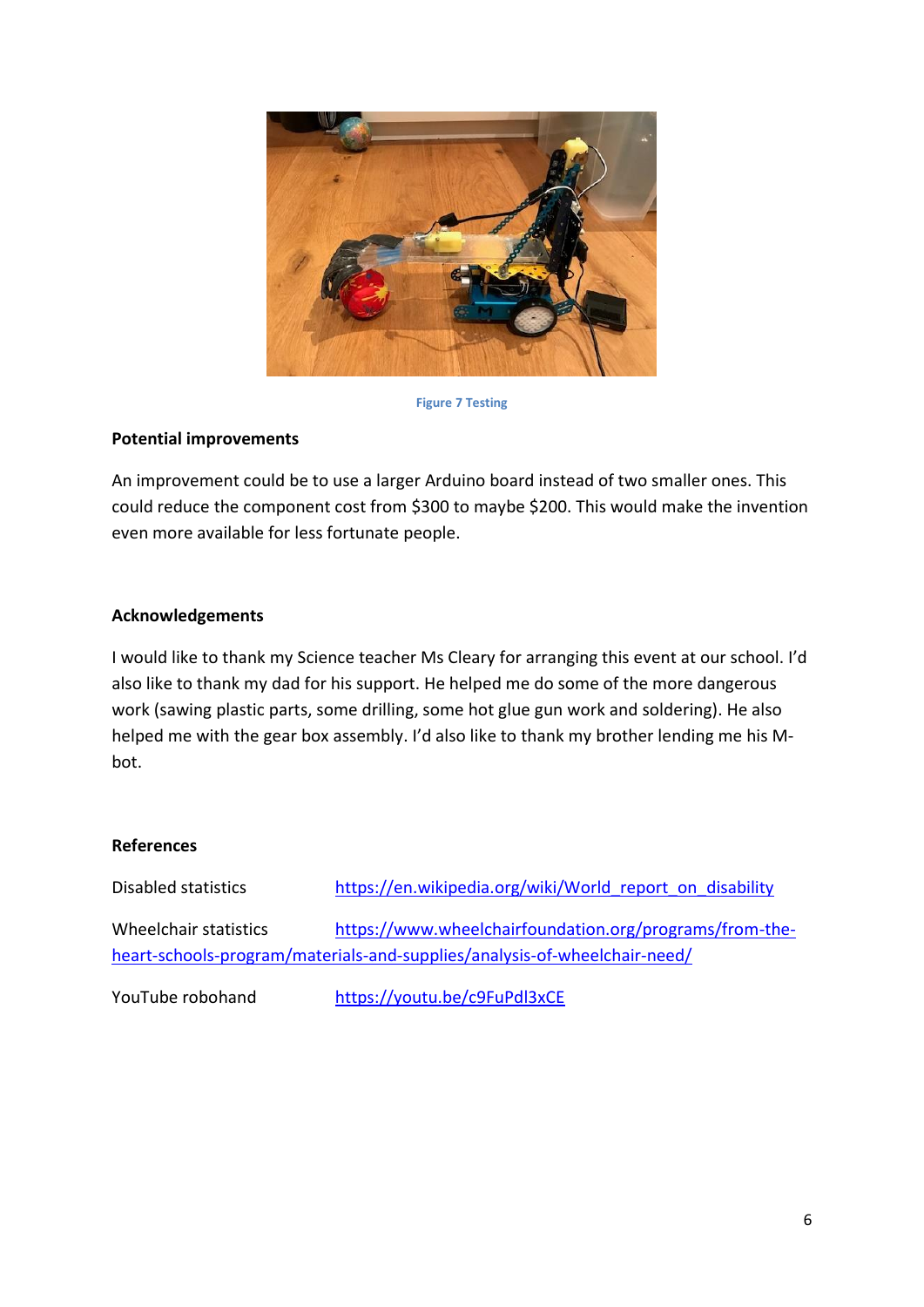Figure 7 Testing

**Potential improvements**

An improvement could be to use a larger Arduino board instead of two smaller ones. This could reduce the component cost from $300 to maybe $200. This would make the invention even more available for less fortunate people.

**Acknowledgements**

I would like to thank my Science teacher Ms Cleary for arranging this event at our school. I'd also like to thank my dad for his support. He helped me do some of the more dangerous work (sawing plastic parts, some drilling, some hot glue gun work and soldering). He also helped me with the gear box assembly. I'd also like to thank my brother lending me his M-bot.

**References**

Disabled statistics https://en.wikipedia.org/wiki/World_report_on_disability

Wheelchair statistics https://www.wheelchairfoundation.org/programs/from-the-heart-schools-program/materials-and-supplies/analysis-of-wheelchair-need/

YouTube robohand https://youtu.be/c9FuPdl3xCE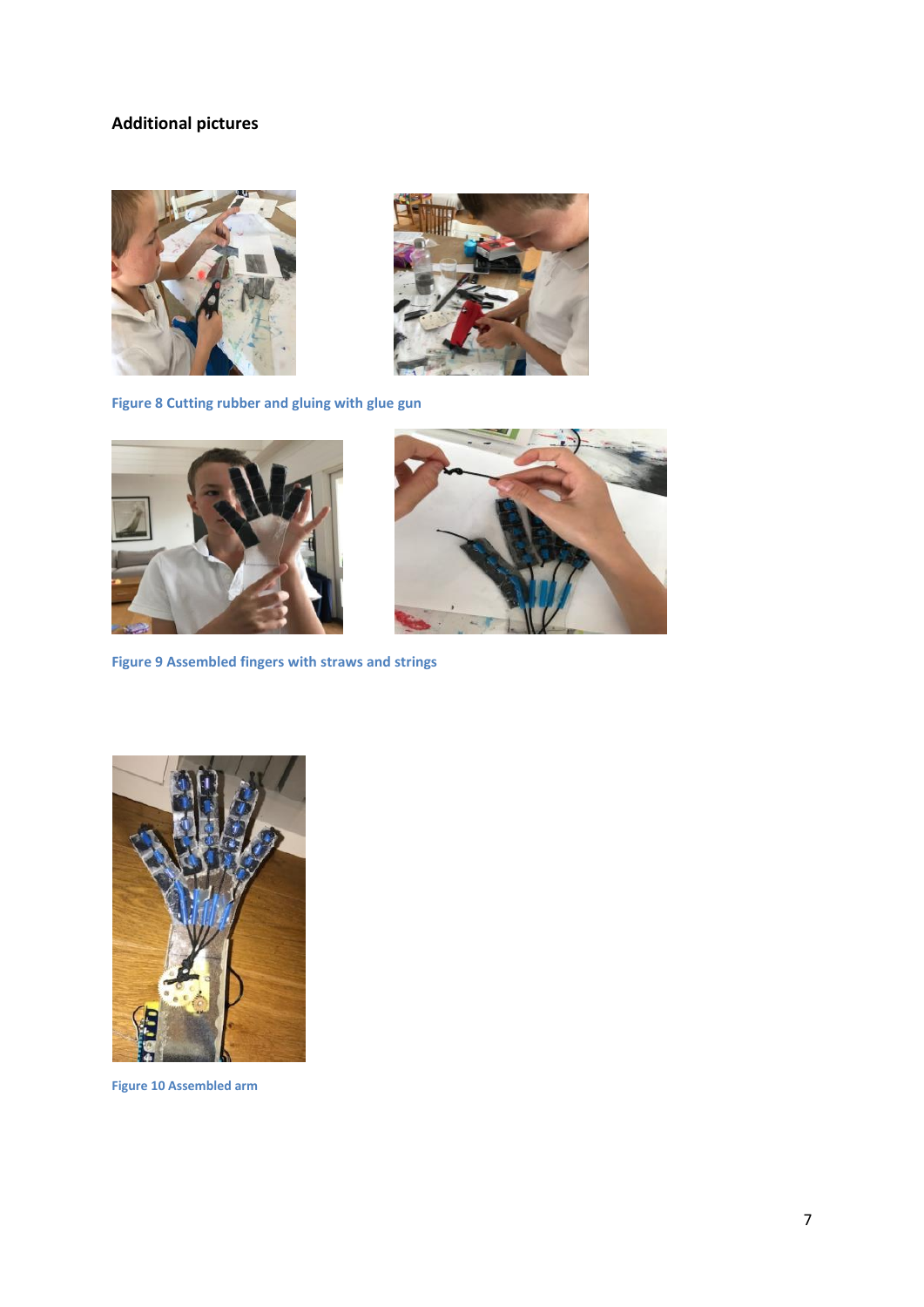## Additional pictures

Figure 8 Cutting rubber and gluing with glue gun

Figure 9 Assembled fingers with straws and strings

Figure 10 Assembled arm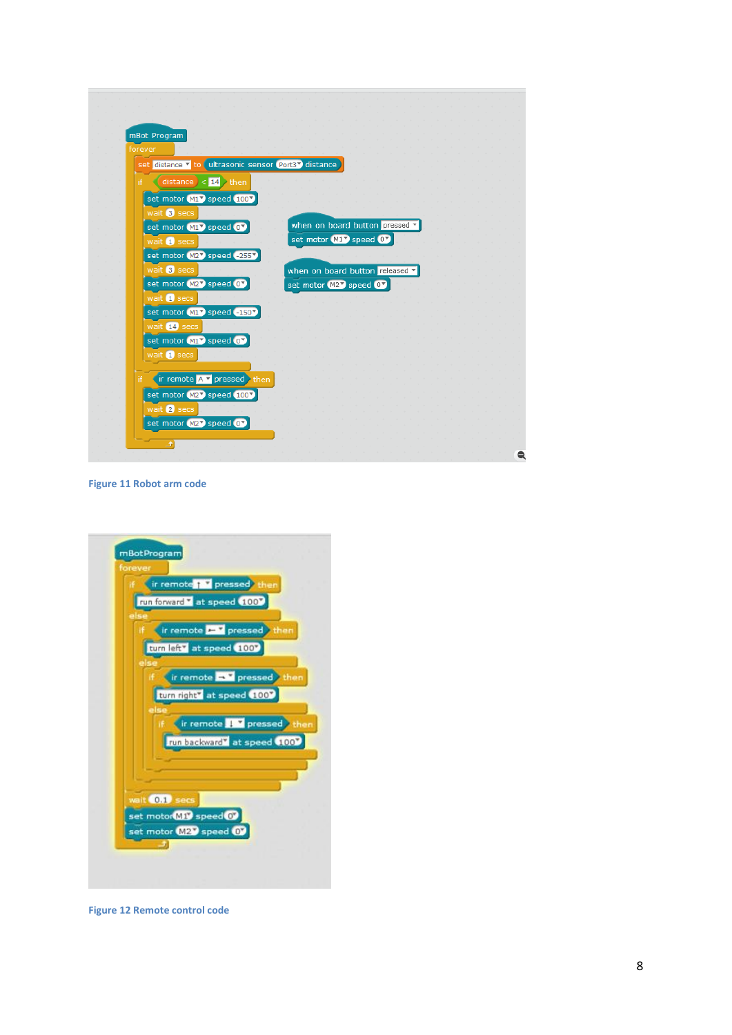```
mBot Program
forever
  set distance to ultrasonic sensor Port3 distance
  if distance < 14 then
    set motor M1 speed 100
    wait 3 secs
    set motor M1 speed 0
    wait 1 secs
    set motor M2 speed -255
    wait 3 secs
    set motor M2 speed 0
    wait 1 secs
    set motor M1 speed -150
    wait 14 secs
    set motor M1 speed 0
    wait 1 secs
  if ir remote A pressed then
    set motor M2 speed 100
    wait 2 secs
    set motor M2 speed 0

when on board button pressed
  set motor M1 speed 0

when on board button released
  set motor M2 speed 0
```

Figure 11 Robot arm code

```
mBotProgram
forever
  if ir remote ↑ pressed then
    run forward at speed 100
  else
    if ir remote ← pressed then
      turn left at speed 100
    else
      if ir remote → pressed then
        turn right at speed 100
      else
        if ir remote ↓ pressed then
          run backward at speed 100
  wait 0.1 secs
  set motor M1 speed 0
  set motor M2 speed 0
```

Figure 12 Remote control code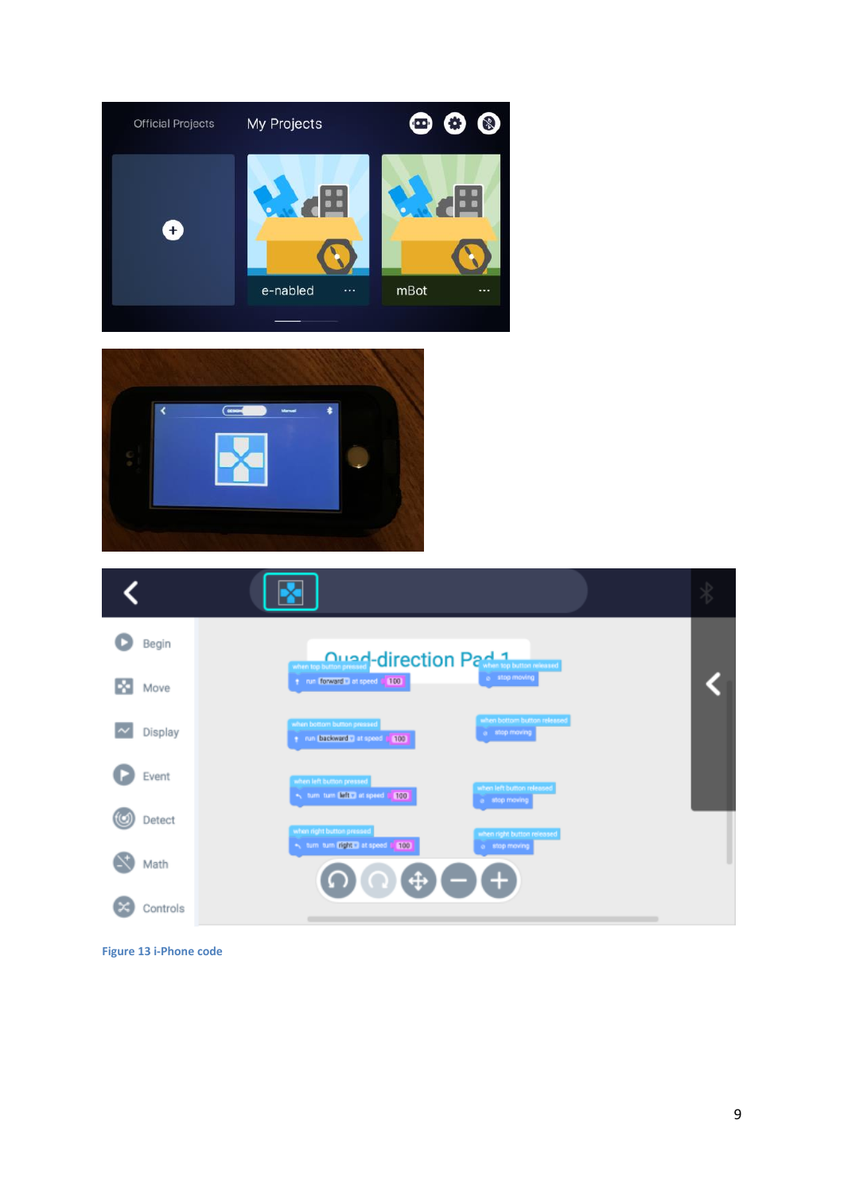Figure 13 i-Phone code